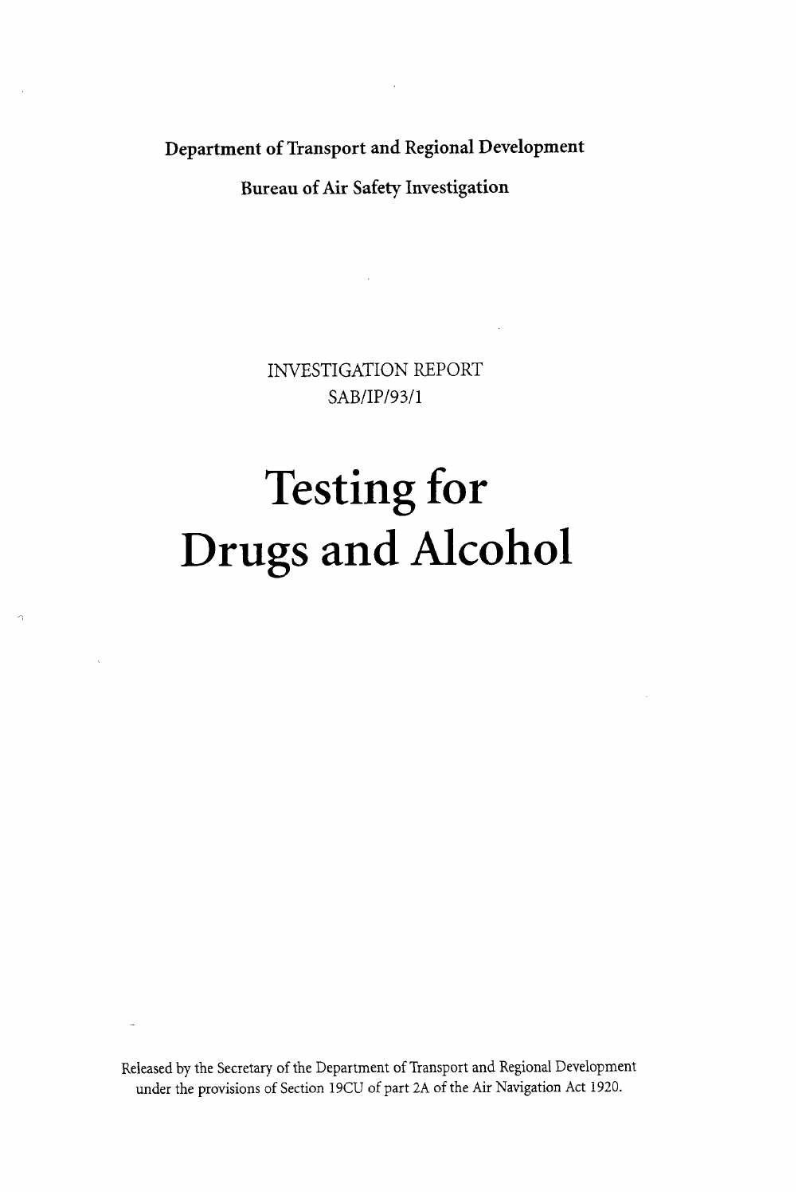**Department of Transport and Regional Development**

**Bureau of Air Safety Investigation**

INVESTIGATION REPORT

SAB/IP/93/1

# Testing for Drugs and Alcohol

Released by the Secretary of the Department of Transport and Regional Development under the provisions of Section 19CU of part 2A of the Air Navigation Act 1920.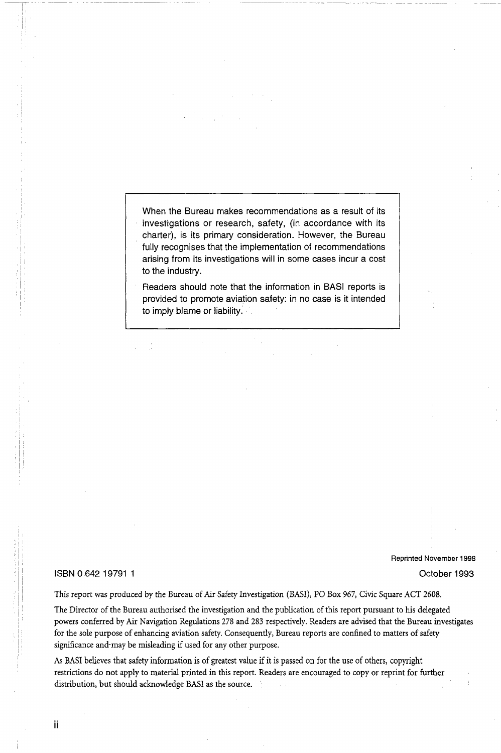When the Bureau makes recommendations as a result of its investigations or research, safety, (in accordance with its charter), is its primary consideration. However, the Bureau fully recognises that the implementation of recommendations arising from its investigations will in some cases incur a cost to the industry.

Readers should note that the information in BASI reports is provided to promote aviation safety: in no case is it intended to imply blame or liability.

Reprinted November 1998

ISBN 0 642 19791 1

October 1993

This report was produced by the Bureau of Air Safety Investigation (BASI), PO Box 967, Civic Square ACT 2608.

The Director of the Bureau authorised the investigation and the publication of this report pursuant to his delegated powers conferred by Air Navigation Regulations 278 and 283 respectively. Readers are advised that the Bureau investigates for the sole purpose of enhancing aviation safety. Consequently, Bureau reports are confined to matters of safety significance and may be misleading if used for any other purpose.

As BASI believes that safety information is of greatest value if it is passed on for the use of others, copyright restrictions do not apply to material printed in this report. Readers are encouraged to copy or reprint for further distribution, but should acknowledge BASI as the source.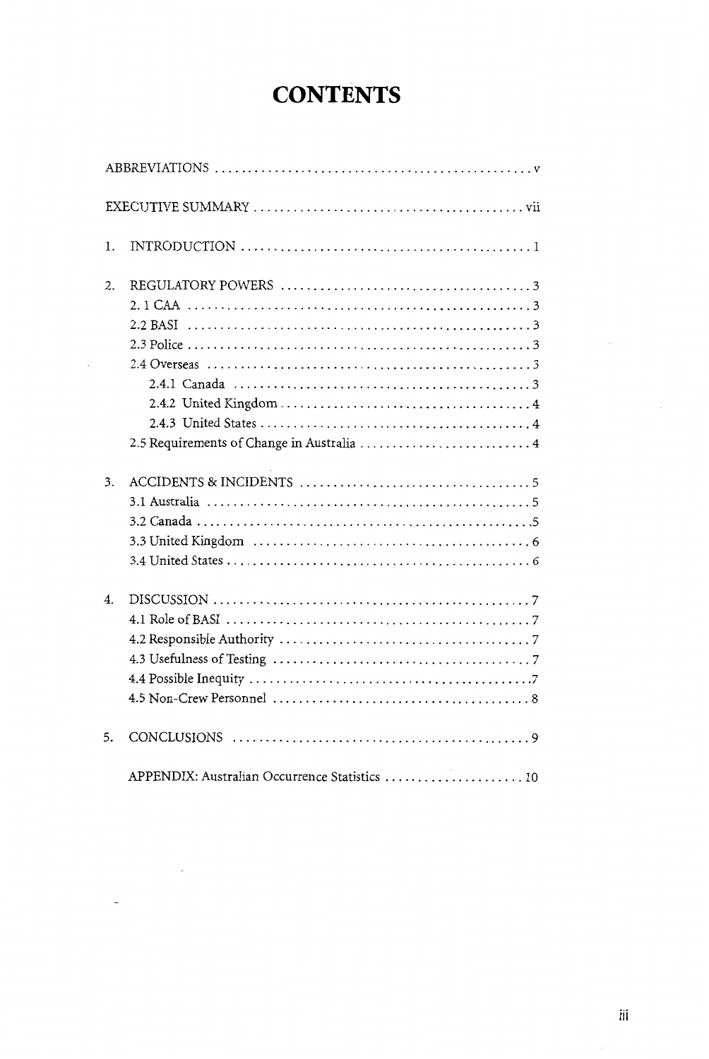# CONTENTS

ABBREVIATIONS .......... v

EXECUTIVE SUMMARY .......... vii

1. INTRODUCTION .......... 1

2. REGULATORY POWERS .......... 3
   - 2.1 CAA .......... 3
   - 2.2 BASI .......... 3
   - 2.3 Police .......... 3
   - 2.4 Overseas .......... 3
     - 2.4.1 Canada .......... 3
     - 2.4.2 United Kingdom .......... 4
     - 2.4.3 United States .......... 4
   - 2.5 Requirements of Change in Australia .......... 4

3. ACCIDENTS & INCIDENTS .......... 5
   - 3.1 Australia .......... 5
   - 3.2 Canada .......... 5
   - 3.3 United Kingdom .......... 6
   - 3.4 United States .......... 6

4. DISCUSSION .......... 7
   - 4.1 Role of BASI .......... 7
   - 4.2 Responsible Authority .......... 7
   - 4.3 Usefulness of Testing .......... 7
   - 4.4 Possible Inequity .......... 7
   - 4.5 Non-Crew Personnel .......... 8

5. CONCLUSIONS .......... 9

APPENDIX: Australian Occurrence Statistics .......... 10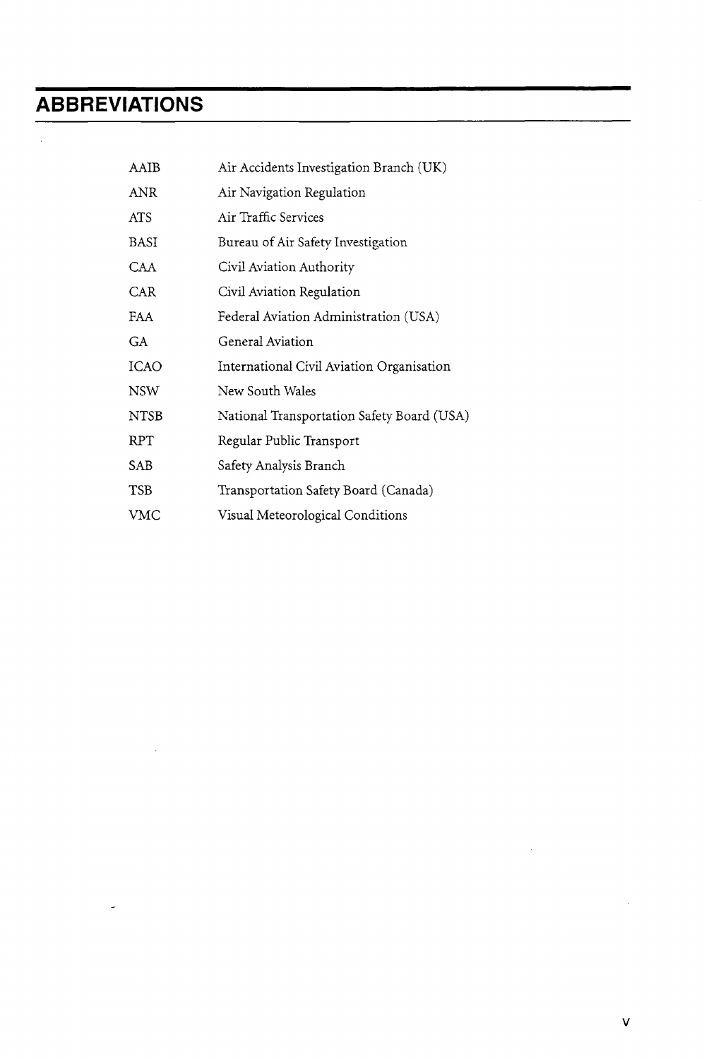# ABBREVIATIONS

| | |
|---|---|
| AAIB | Air Accidents Investigation Branch (UK) |
| ANR | Air Navigation Regulation |
| ATS | Air Traffic Services |
| BASI | Bureau of Air Safety Investigation |
| CAA | Civil Aviation Authority |
| CAR | Civil Aviation Regulation |
| FAA | Federal Aviation Administration (USA) |
| GA | General Aviation |
| ICAO | International Civil Aviation Organisation |
| NSW | New South Wales |
| NTSB | National Transportation Safety Board (USA) |
| RPT | Regular Public Transport |
| SAB | Safety Analysis Branch |
| TSB | Transportation Safety Board (Canada) |
| VMC | Visual Meteorological Conditions |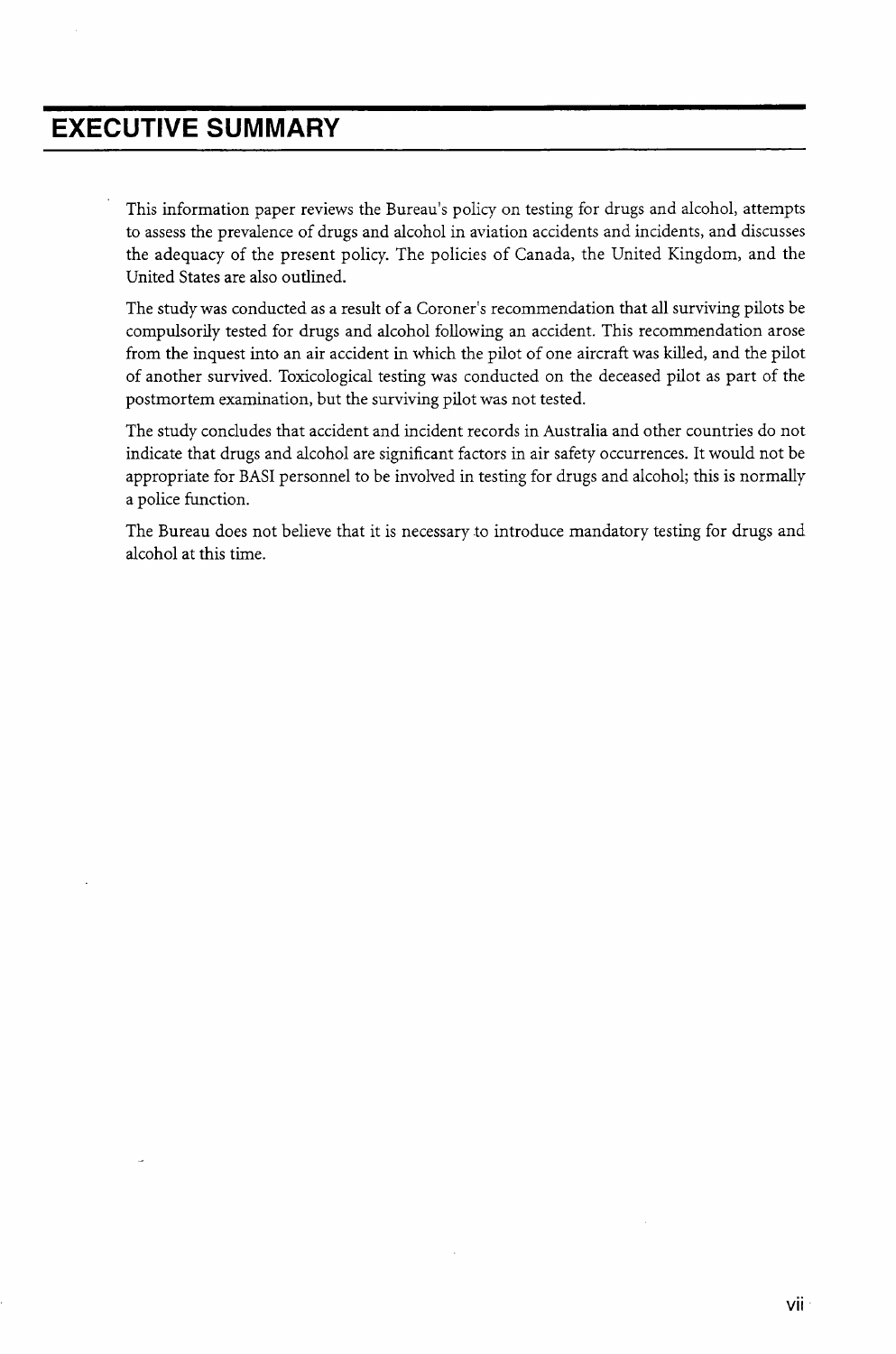# EXECUTIVE SUMMARY

This information paper reviews the Bureau's policy on testing for drugs and alcohol, attempts to assess the prevalence of drugs and alcohol in aviation accidents and incidents, and discusses the adequacy of the present policy. The policies of Canada, the United Kingdom, and the United States are also outlined.

The study was conducted as a result of a Coroner's recommendation that all surviving pilots be compulsorily tested for drugs and alcohol following an accident. This recommendation arose from the inquest into an air accident in which the pilot of one aircraft was killed, and the pilot of another survived. Toxicological testing was conducted on the deceased pilot as part of the postmortem examination, but the surviving pilot was not tested.

The study concludes that accident and incident records in Australia and other countries do not indicate that drugs and alcohol are significant factors in air safety occurrences. It would not be appropriate for BASI personnel to be involved in testing for drugs and alcohol; this is normally a police function.

The Bureau does not believe that it is necessary to introduce mandatory testing for drugs and alcohol at this time.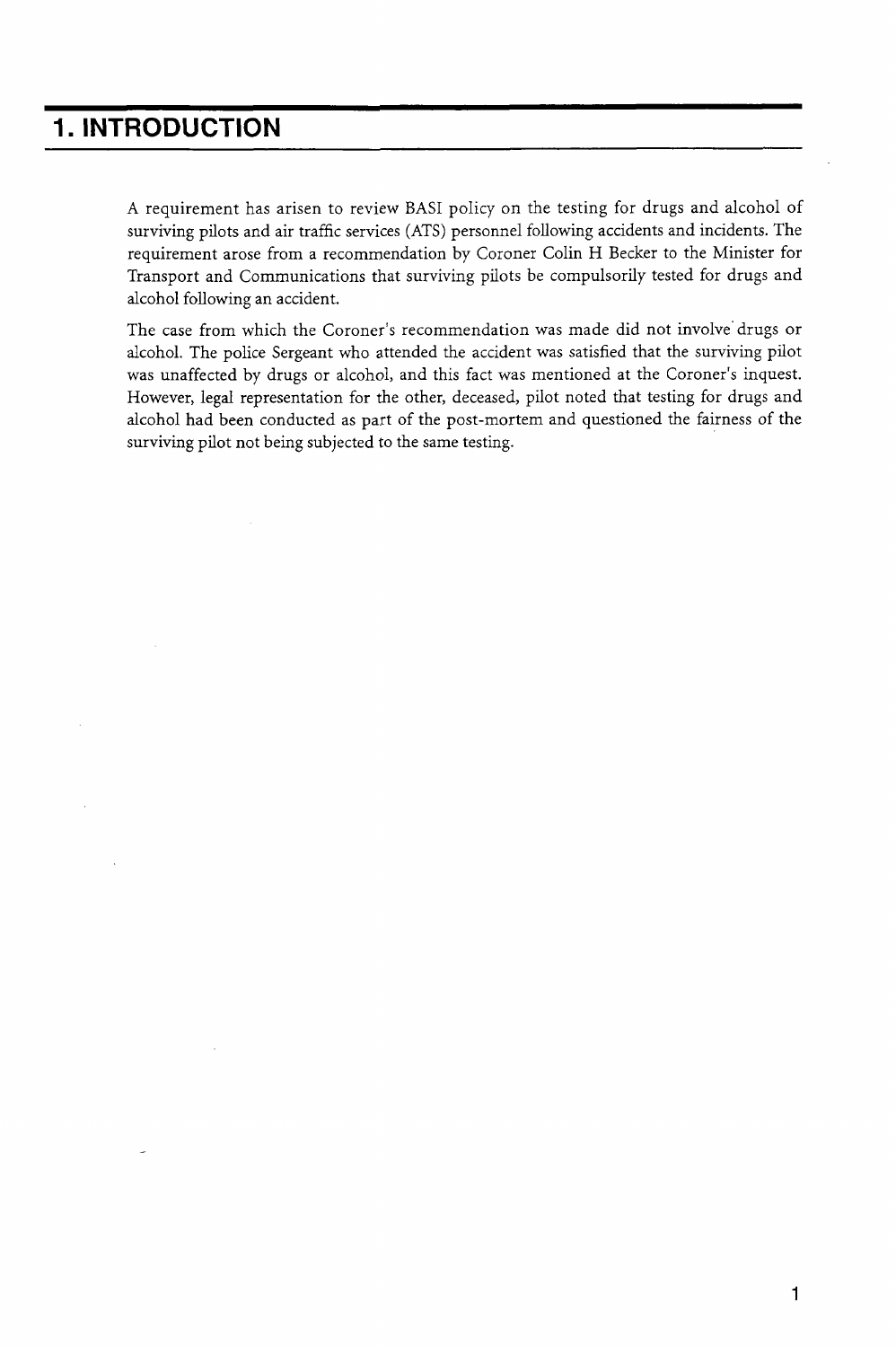# 1. INTRODUCTION

A requirement has arisen to review BASI policy on the testing for drugs and alcohol of surviving pilots and air traffic services (ATS) personnel following accidents and incidents. The requirement arose from a recommendation by Coroner Colin H Becker to the Minister for Transport and Communications that surviving pilots be compulsorily tested for drugs and alcohol following an accident.

The case from which the Coroner's recommendation was made did not involve drugs or alcohol. The police Sergeant who attended the accident was satisfied that the surviving pilot was unaffected by drugs or alcohol, and this fact was mentioned at the Coroner's inquest. However, legal representation for the other, deceased, pilot noted that testing for drugs and alcohol had been conducted as part of the post-mortem and questioned the fairness of the surviving pilot not being subjected to the same testing.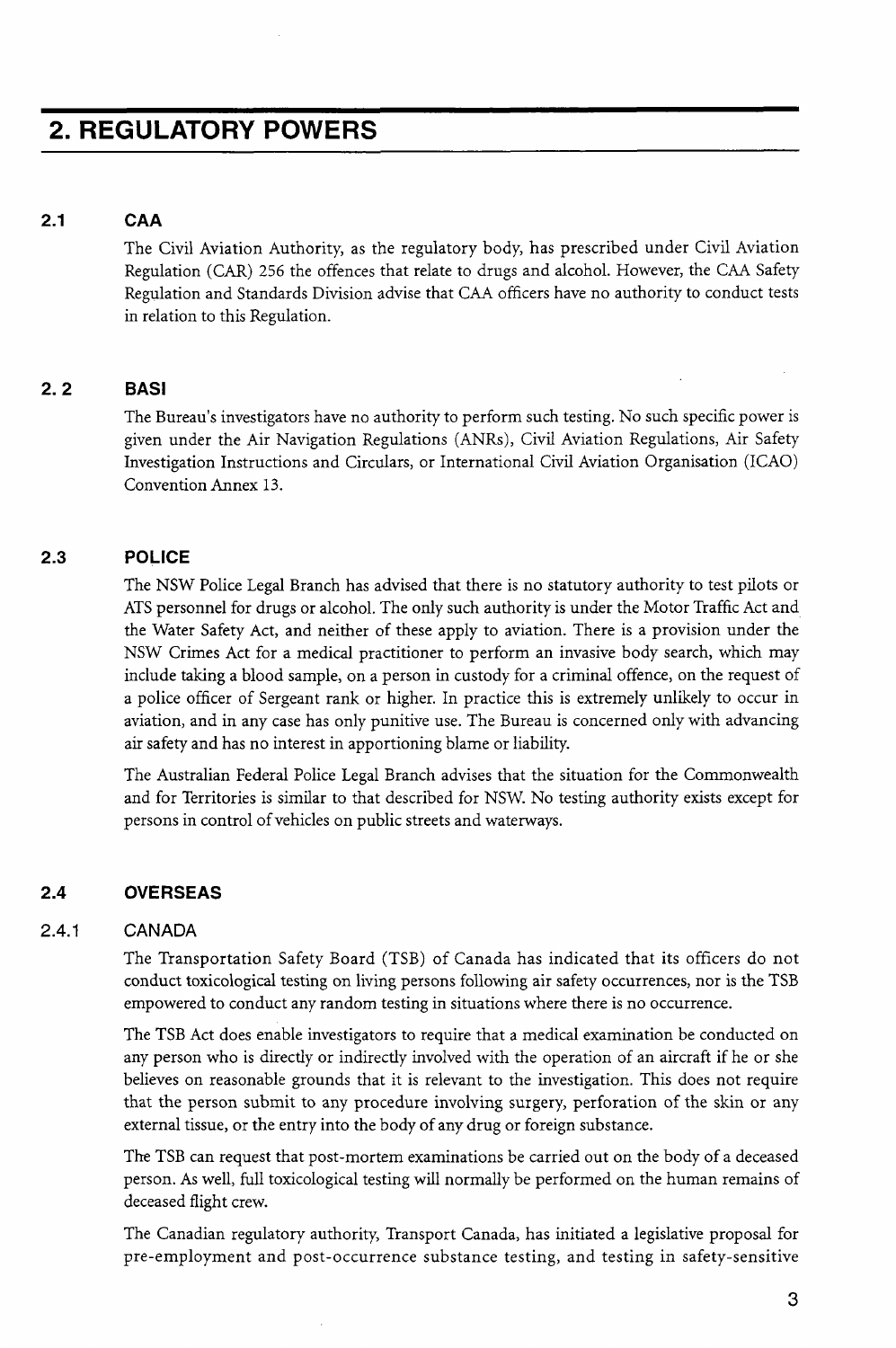# 2. REGULATORY POWERS

## 2.1 CAA

The Civil Aviation Authority, as the regulatory body, has prescribed under Civil Aviation Regulation (CAR) 256 the offences that relate to drugs and alcohol. However, the CAA Safety Regulation and Standards Division advise that CAA officers have no authority to conduct tests in relation to this Regulation.

## 2. 2 BASI

The Bureau's investigators have no authority to perform such testing. No such specific power is given under the Air Navigation Regulations (ANRs), Civil Aviation Regulations, Air Safety Investigation Instructions and Circulars, or International Civil Aviation Organisation (ICAO) Convention Annex 13.

## 2.3 POLICE

The NSW Police Legal Branch has advised that there is no statutory authority to test pilots or ATS personnel for drugs or alcohol. The only such authority is under the Motor Traffic Act and the Water Safety Act, and neither of these apply to aviation. There is a provision under the NSW Crimes Act for a medical practitioner to perform an invasive body search, which may include taking a blood sample, on a person in custody for a criminal offence, on the request of a police officer of Sergeant rank or higher. In practice this is extremely unlikely to occur in aviation, and in any case has only punitive use. The Bureau is concerned only with advancing air safety and has no interest in apportioning blame or liability.

The Australian Federal Police Legal Branch advises that the situation for the Commonwealth and for Territories is similar to that described for NSW. No testing authority exists except for persons in control of vehicles on public streets and waterways.

## 2.4 OVERSEAS

### 2.4.1 CANADA

The Transportation Safety Board (TSB) of Canada has indicated that its officers do not conduct toxicological testing on living persons following air safety occurrences, nor is the TSB empowered to conduct any random testing in situations where there is no occurrence.

The TSB Act does enable investigators to require that a medical examination be conducted on any person who is directly or indirectly involved with the operation of an aircraft if he or she believes on reasonable grounds that it is relevant to the investigation. This does not require that the person submit to any procedure involving surgery, perforation of the skin or any external tissue, or the entry into the body of any drug or foreign substance.

The TSB can request that post-mortem examinations be carried out on the body of a deceased person. As well, full toxicological testing will normally be performed on the human remains of deceased flight crew.

The Canadian regulatory authority, Transport Canada, has initiated a legislative proposal for pre-employment and post-occurrence substance testing, and testing in safety-sensitive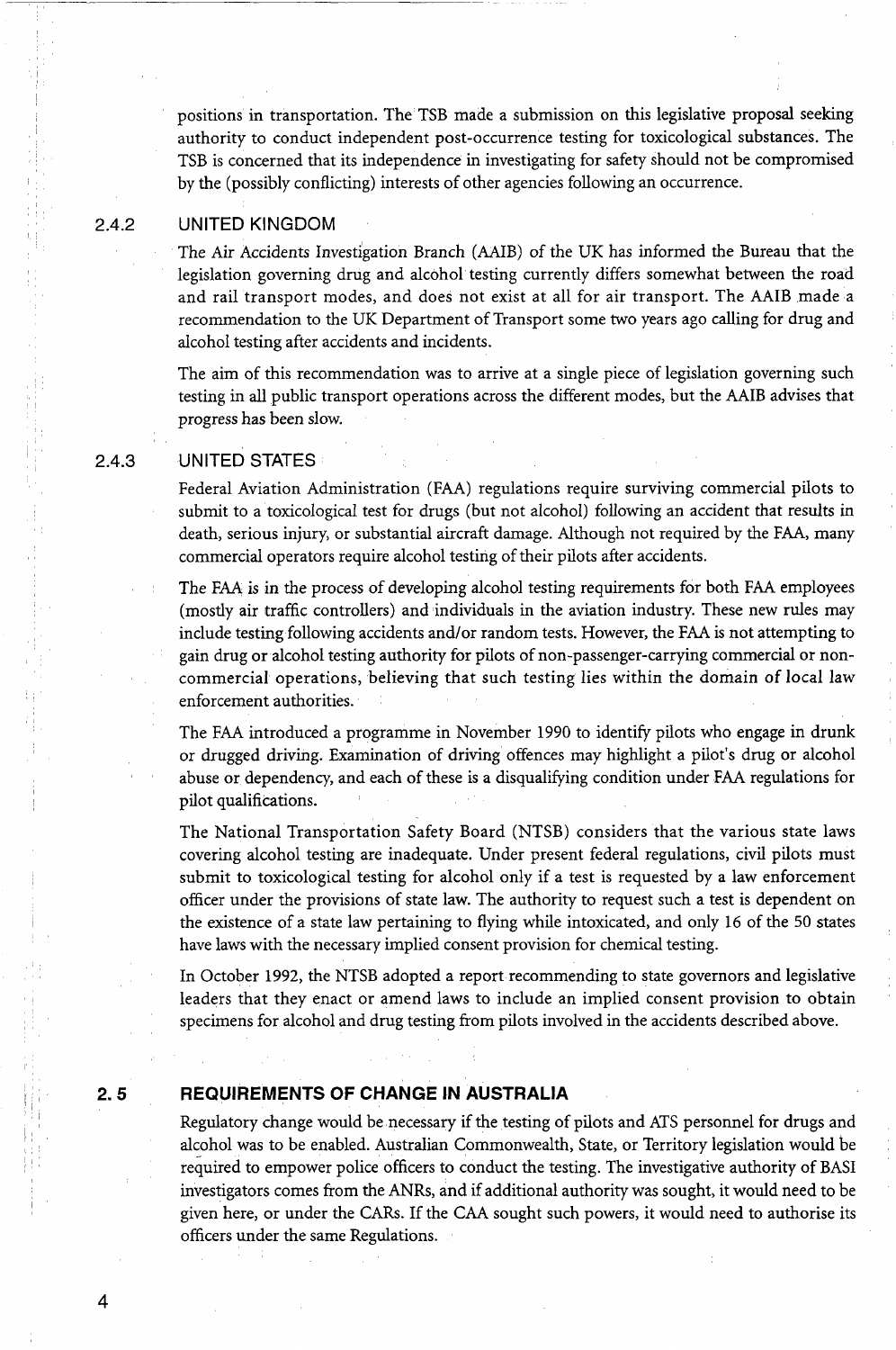positions in transportation. The TSB made a submission on this legislative proposal seeking authority to conduct independent post-occurrence testing for toxicological substances. The TSB is concerned that its independence in investigating for safety should not be compromised by the (possibly conflicting) interests of other agencies following an occurrence.

### 2.4.2 UNITED KINGDOM

The Air Accidents Investigation Branch (AAIB) of the UK has informed the Bureau that the legislation governing drug and alcohol testing currently differs somewhat between the road and rail transport modes, and does not exist at all for air transport. The AAIB made a recommendation to the UK Department of Transport some two years ago calling for drug and alcohol testing after accidents and incidents.

The aim of this recommendation was to arrive at a single piece of legislation governing such testing in all public transport operations across the different modes, but the AAIB advises that progress has been slow.

### 2.4.3 UNITED STATES

Federal Aviation Administration (FAA) regulations require surviving commercial pilots to submit to a toxicological test for drugs (but not alcohol) following an accident that results in death, serious injury, or substantial aircraft damage. Although not required by the FAA, many commercial operators require alcohol testing of their pilots after accidents.

The FAA is in the process of developing alcohol testing requirements for both FAA employees (mostly air traffic controllers) and individuals in the aviation industry. These new rules may include testing following accidents and/or random tests. However, the FAA is not attempting to gain drug or alcohol testing authority for pilots of non-passenger-carrying commercial or non-commercial operations, believing that such testing lies within the domain of local law enforcement authorities.

The FAA introduced a programme in November 1990 to identify pilots who engage in drunk or drugged driving. Examination of driving offences may highlight a pilot's drug or alcohol abuse or dependency, and each of these is a disqualifying condition under FAA regulations for pilot qualifications.

The National Transportation Safety Board (NTSB) considers that the various state laws covering alcohol testing are inadequate. Under present federal regulations, civil pilots must submit to toxicological testing for alcohol only if a test is requested by a law enforcement officer under the provisions of state law. The authority to request such a test is dependent on the existence of a state law pertaining to flying while intoxicated, and only 16 of the 50 states have laws with the necessary implied consent provision for chemical testing.

In October 1992, the NTSB adopted a report recommending to state governors and legislative leaders that they enact or amend laws to include an implied consent provision to obtain specimens for alcohol and drug testing from pilots involved in the accidents described above.

## 2.5 REQUIREMENTS OF CHANGE IN AUSTRALIA

Regulatory change would be necessary if the testing of pilots and ATS personnel for drugs and alcohol was to be enabled. Australian Commonwealth, State, or Territory legislation would be required to empower police officers to conduct the testing. The investigative authority of BASI investigators comes from the ANRs, and if additional authority was sought, it would need to be given here, or under the CARs. If the CAA sought such powers, it would need to authorise its officers under the same Regulations.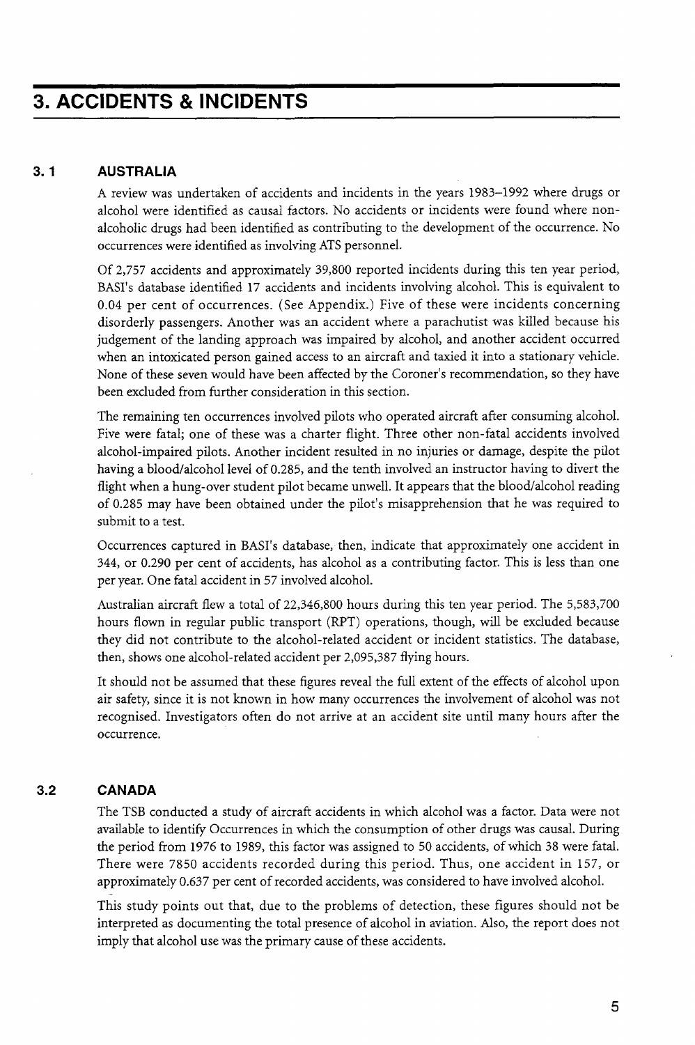# 3. ACCIDENTS & INCIDENTS

## 3.1 AUSTRALIA

A review was undertaken of accidents and incidents in the years 1983–1992 where drugs or alcohol were identified as causal factors. No accidents or incidents were found where non-alcoholic drugs had been identified as contributing to the development of the occurrence. No occurrences were identified as involving ATS personnel.

Of 2,757 accidents and approximately 39,800 reported incidents during this ten year period, BASI's database identified 17 accidents and incidents involving alcohol. This is equivalent to 0.04 per cent of occurrences. (See Appendix.) Five of these were incidents concerning disorderly passengers. Another was an accident where a parachutist was killed because his judgement of the landing approach was impaired by alcohol, and another accident occurred when an intoxicated person gained access to an aircraft and taxied it into a stationary vehicle. None of these seven would have been affected by the Coroner's recommendation, so they have been excluded from further consideration in this section.

The remaining ten occurrences involved pilots who operated aircraft after consuming alcohol. Five were fatal; one of these was a charter flight. Three other non-fatal accidents involved alcohol-impaired pilots. Another incident resulted in no injuries or damage, despite the pilot having a blood/alcohol level of 0.285, and the tenth involved an instructor having to divert the flight when a hung-over student pilot became unwell. It appears that the blood/alcohol reading of 0.285 may have been obtained under the pilot's misapprehension that he was required to submit to a test.

Occurrences captured in BASI's database, then, indicate that approximately one accident in 344, or 0.290 per cent of accidents, has alcohol as a contributing factor. This is less than one per year. One fatal accident in 57 involved alcohol.

Australian aircraft flew a total of 22,346,800 hours during this ten year period. The 5,583,700 hours flown in regular public transport (RPT) operations, though, will be excluded because they did not contribute to the alcohol-related accident or incident statistics. The database, then, shows one alcohol-related accident per 2,095,387 flying hours.

It should not be assumed that these figures reveal the full extent of the effects of alcohol upon air safety, since it is not known in how many occurrences the involvement of alcohol was not recognised. Investigators often do not arrive at an accident site until many hours after the occurrence.

## 3.2 CANADA

The TSB conducted a study of aircraft accidents in which alcohol was a factor. Data were not available to identify Occurrences in which the consumption of other drugs was causal. During the period from 1976 to 1989, this factor was assigned to 50 accidents, of which 38 were fatal. There were 7850 accidents recorded during this period. Thus, one accident in 157, or approximately 0.637 per cent of recorded accidents, was considered to have involved alcohol.

This study points out that, due to the problems of detection, these figures should not be interpreted as documenting the total presence of alcohol in aviation. Also, the report does not imply that alcohol use was the primary cause of these accidents.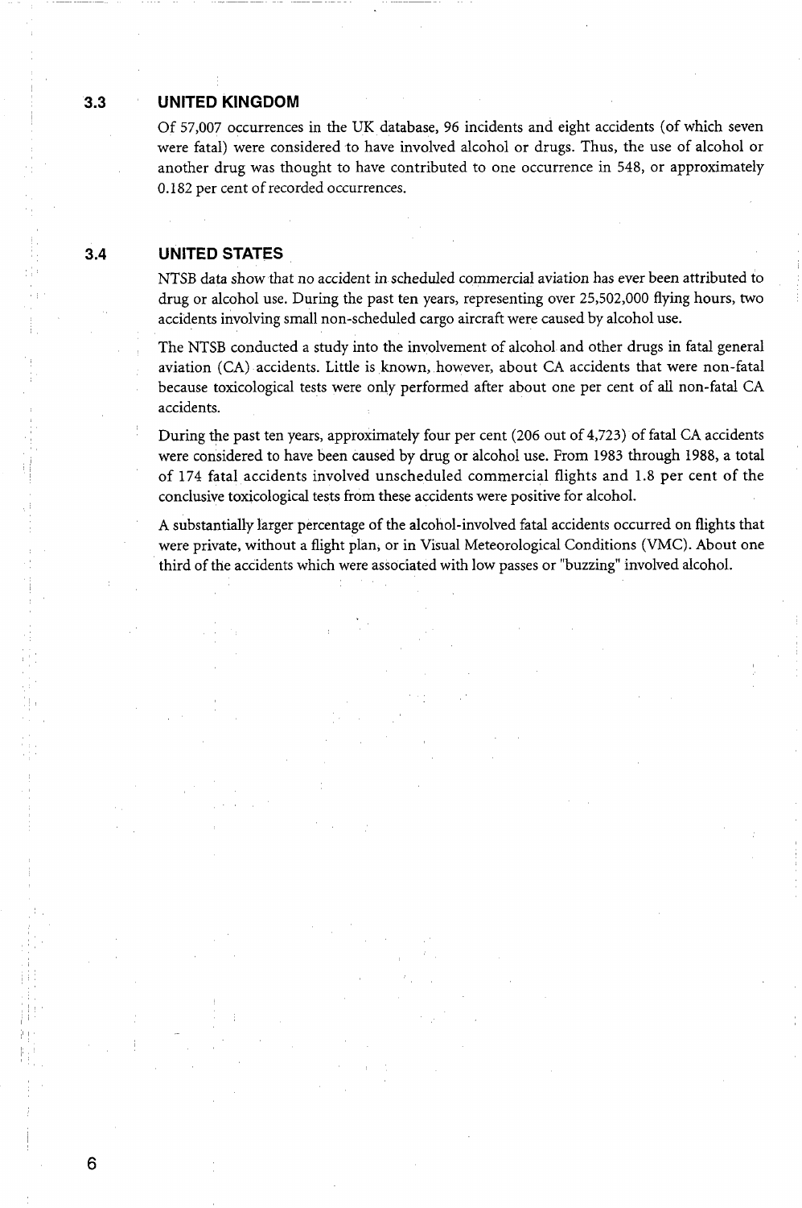## 3.3 UNITED KINGDOM

Of 57,007 occurrences in the UK database, 96 incidents and eight accidents (of which seven were fatal) were considered to have involved alcohol or drugs. Thus, the use of alcohol or another drug was thought to have contributed to one occurrence in 548, or approximately 0.182 per cent of recorded occurrences.

## 3.4 UNITED STATES

NTSB data show that no accident in scheduled commercial aviation has ever been attributed to drug or alcohol use. During the past ten years, representing over 25,502,000 flying hours, two accidents involving small non-scheduled cargo aircraft were caused by alcohol use.

The NTSB conducted a study into the involvement of alcohol and other drugs in fatal general aviation (CA) accidents. Little is known, however, about CA accidents that were non-fatal because toxicological tests were only performed after about one per cent of all non-fatal CA accidents.

During the past ten years, approximately four per cent (206 out of 4,723) of fatal CA accidents were considered to have been caused by drug or alcohol use. From 1983 through 1988, a total of 174 fatal accidents involved unscheduled commercial flights and 1.8 per cent of the conclusive toxicological tests from these accidents were positive for alcohol.

A substantially larger percentage of the alcohol-involved fatal accidents occurred on flights that were private, without a flight plan, or in Visual Meteorological Conditions (VMC). About one third of the accidents which were associated with low passes or "buzzing" involved alcohol.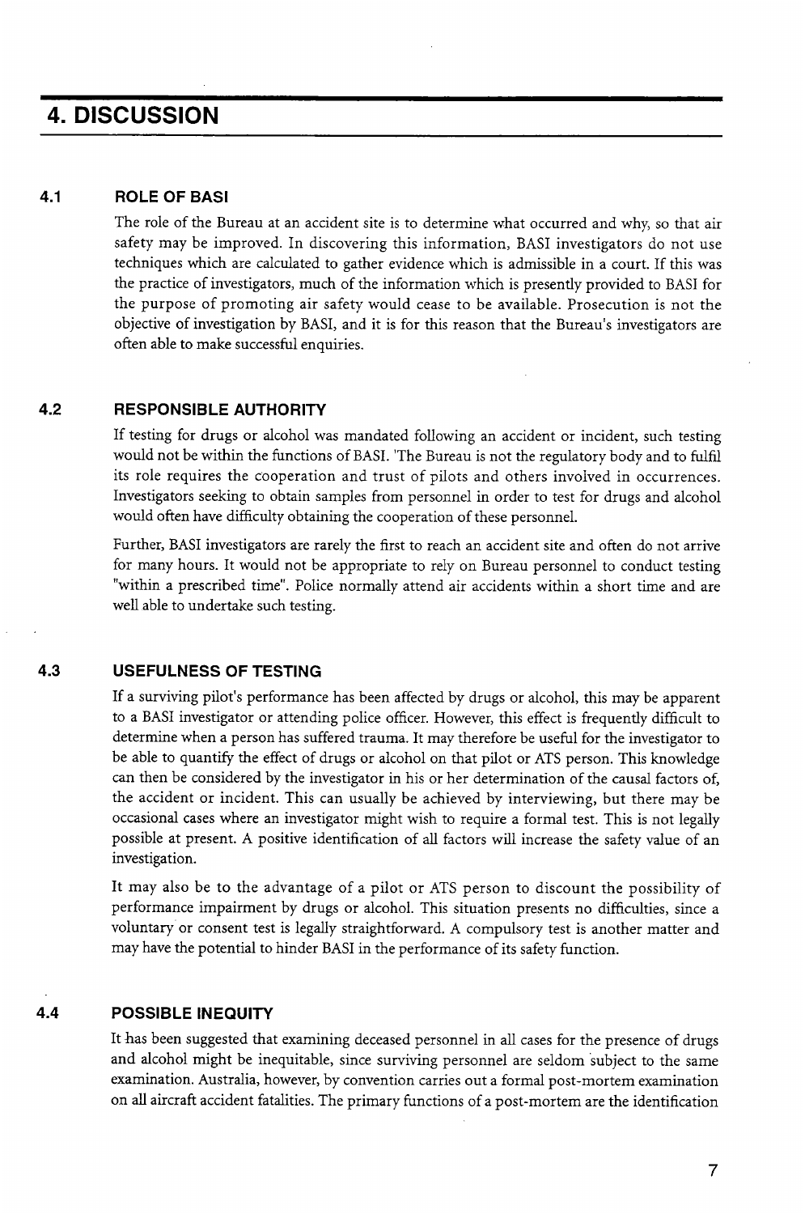# 4. DISCUSSION

## 4.1 ROLE OF BASI

The role of the Bureau at an accident site is to determine what occurred and why, so that air safety may be improved. In discovering this information, BASI investigators do not use techniques which are calculated to gather evidence which is admissible in a court. If this was the practice of investigators, much of the information which is presently provided to BASI for the purpose of promoting air safety would cease to be available. Prosecution is not the objective of investigation by BASI, and it is for this reason that the Bureau's investigators are often able to make successful enquiries.

## 4.2 RESPONSIBLE AUTHORITY

If testing for drugs or alcohol was mandated following an accident or incident, such testing would not be within the functions of BASI. The Bureau is not the regulatory body and to fulfil its role requires the cooperation and trust of pilots and others involved in occurrences. Investigators seeking to obtain samples from personnel in order to test for drugs and alcohol would often have difficulty obtaining the cooperation of these personnel.

Further, BASI investigators are rarely the first to reach an accident site and often do not arrive for many hours. It would not be appropriate to rely on Bureau personnel to conduct testing "within a prescribed time". Police normally attend air accidents within a short time and are well able to undertake such testing.

## 4.3 USEFULNESS OF TESTING

If a surviving pilot's performance has been affected by drugs or alcohol, this may be apparent to a BASI investigator or attending police officer. However, this effect is frequently difficult to determine when a person has suffered trauma. It may therefore be useful for the investigator to be able to quantify the effect of drugs or alcohol on that pilot or ATS person. This knowledge can then be considered by the investigator in his or her determination of the causal factors of, the accident or incident. This can usually be achieved by interviewing, but there may be occasional cases where an investigator might wish to require a formal test. This is not legally possible at present. A positive identification of all factors will increase the safety value of an investigation.

It may also be to the advantage of a pilot or ATS person to discount the possibility of performance impairment by drugs or alcohol. This situation presents no difficulties, since a voluntary or consent test is legally straightforward. A compulsory test is another matter and may have the potential to hinder BASI in the performance of its safety function.

## 4.4 POSSIBLE INEQUITY

It has been suggested that examining deceased personnel in all cases for the presence of drugs and alcohol might be inequitable, since surviving personnel are seldom subject to the same examination. Australia, however, by convention carries out a formal post-mortem examination on all aircraft accident fatalities. The primary functions of a post-mortem are the identification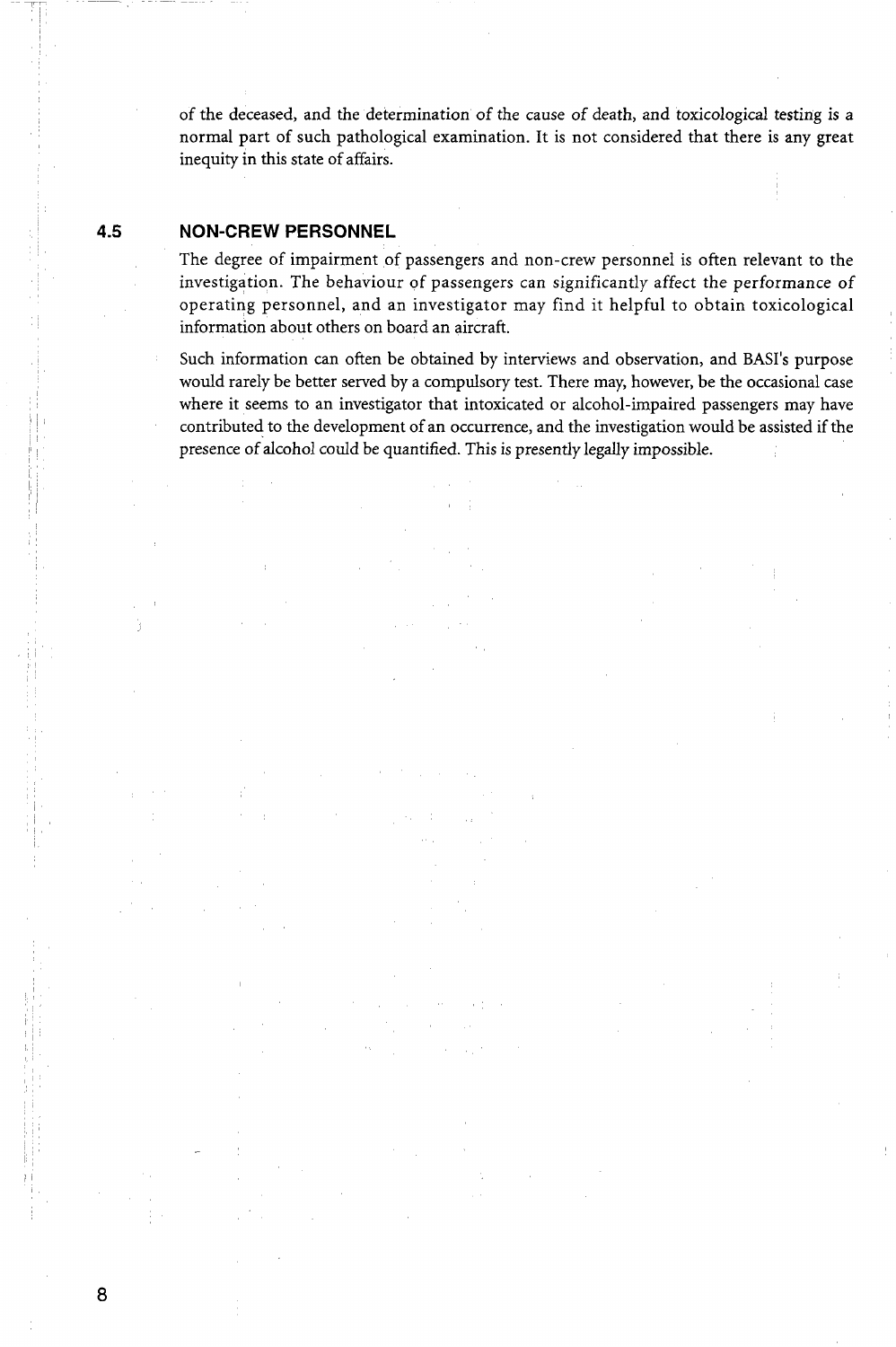of the deceased, and the determination of the cause of death, and toxicological testing is a normal part of such pathological examination. It is not considered that there is any great inequity in this state of affairs.

## 4.5 NON-CREW PERSONNEL

The degree of impairment of passengers and non-crew personnel is often relevant to the investigation. The behaviour of passengers can significantly affect the performance of operating personnel, and an investigator may find it helpful to obtain toxicological information about others on board an aircraft.

Such information can often be obtained by interviews and observation, and BASI's purpose would rarely be better served by a compulsory test. There may, however, be the occasional case where it seems to an investigator that intoxicated or alcohol-impaired passengers may have contributed to the development of an occurrence, and the investigation would be assisted if the presence of alcohol could be quantified. This is presently legally impossible.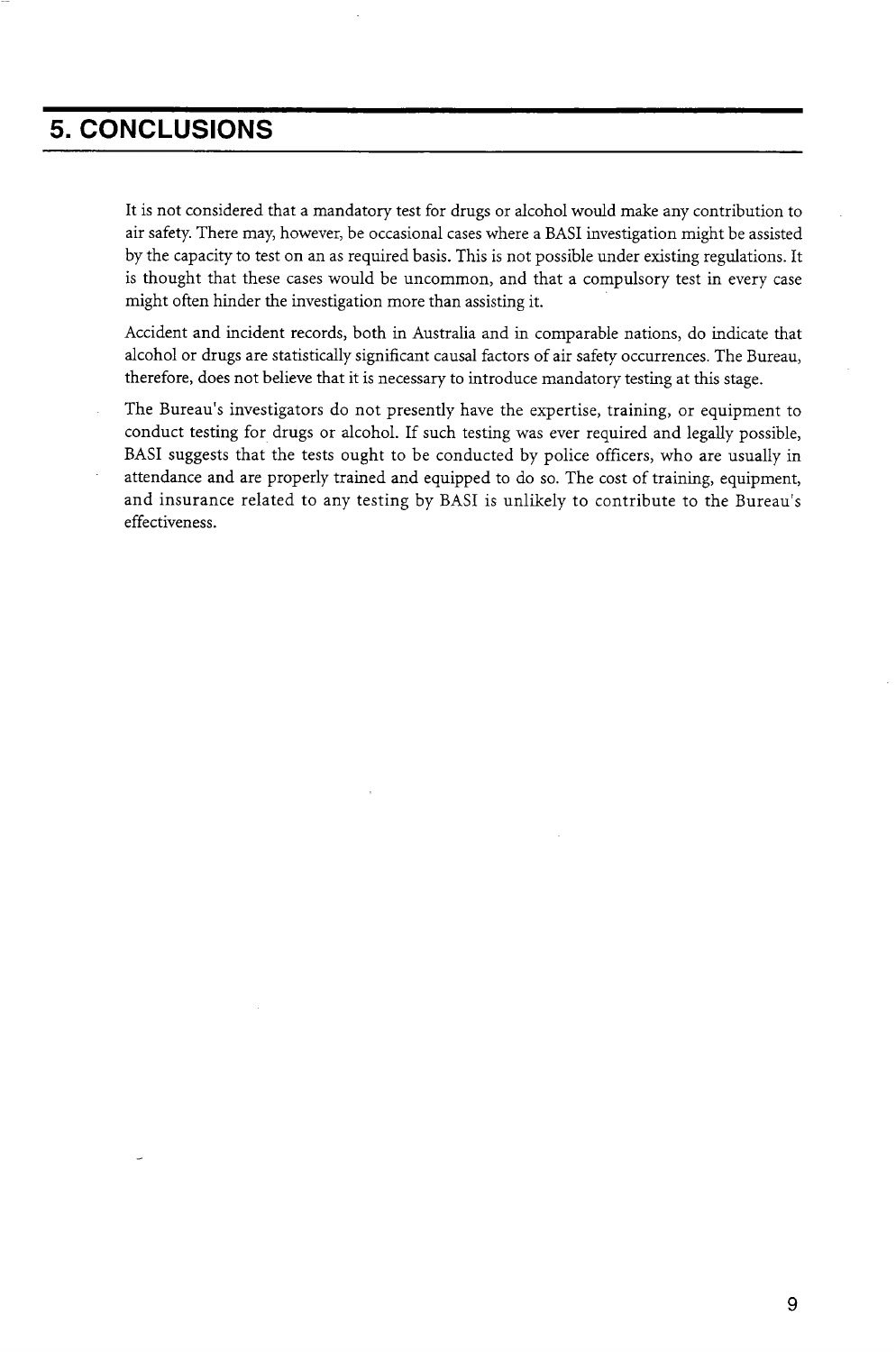# 5. CONCLUSIONS

It is not considered that a mandatory test for drugs or alcohol would make any contribution to air safety. There may, however, be occasional cases where a BASI investigation might be assisted by the capacity to test on an as required basis. This is not possible under existing regulations. It is thought that these cases would be uncommon, and that a compulsory test in every case might often hinder the investigation more than assisting it.

Accident and incident records, both in Australia and in comparable nations, do indicate that alcohol or drugs are statistically significant causal factors of air safety occurrences. The Bureau, therefore, does not believe that it is necessary to introduce mandatory testing at this stage.

The Bureau's investigators do not presently have the expertise, training, or equipment to conduct testing for drugs or alcohol. If such testing was ever required and legally possible, BASI suggests that the tests ought to be conducted by police officers, who are usually in attendance and are properly trained and equipped to do so. The cost of training, equipment, and insurance related to any testing by BASI is unlikely to contribute to the Bureau's effectiveness.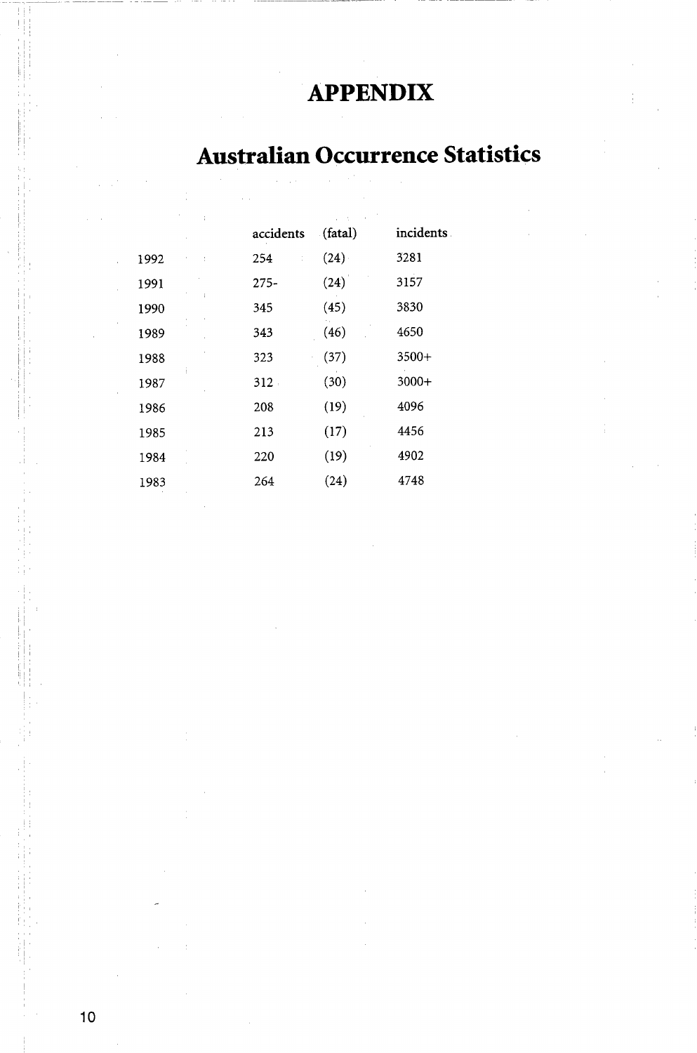# APPENDIX

# Australian Occurrence Statistics

| | accidents | (fatal) | incidents |
|---|---|---|---|
| 1992 | 254 | (24) | 3281 |
| 1991 | 275- | (24) | 3157 |
| 1990 | 345 | (45) | 3830 |
| 1989 | 343 | (46) | 4650 |
| 1988 | 323 | (37) | 3500+ |
| 1987 | 312 | (30) | 3000+ |
| 1986 | 208 | (19) | 4096 |
| 1985 | 213 | (17) | 4456 |
| 1984 | 220 | (19) | 4902 |
| 1983 | 264 | (24) | 4748 |